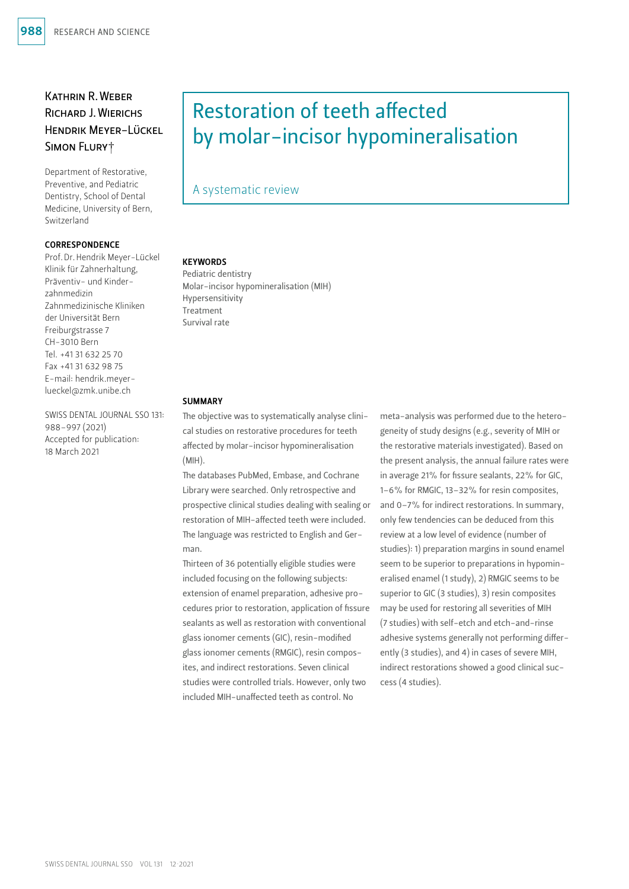# Restoration of teeth affected by molar-incisor hypomineralisation

## A systematic review

Kathrin R. Weber
Richard J. Wierichs
Hendrik Meyer-Lückel
Simon Flury†

Department of Restorative, Preventive, and Pediatric Dentistry, School of Dental Medicine, University of Bern, Switzerland

**CORRESPONDENCE**
Prof. Dr. Hendrik Meyer-Lückel
Klinik für Zahnerhaltung, Präventiv- und Kinderzahnmedizin
Zahnmedizinische Kliniken der Universität Bern
Freiburgstrasse 7
CH-3010 Bern
Tel. +41 31 632 25 70
Fax +41 31 632 98 75
E-mail: hendrik.meyer-lueckel@zmk.unibe.ch

SWISS DENTAL JOURNAL SSO 131: 988–997 (2021)
Accepted for publication: 18 March 2021

**KEYWORDS**
Pediatric dentistry
Molar-incisor hypomineralisation (MIH)
Hypersensitivity
Treatment
Survival rate

**SUMMARY**

The objective was to systematically analyse clinical studies on restorative procedures for teeth affected by molar-incisor hypomineralisation (MIH).

The databases PubMed, Embase, and Cochrane Library were searched. Only retrospective and prospective clinical studies dealing with sealing or restoration of MIH-affected teeth were included. The language was restricted to English and German.

Thirteen of 36 potentially eligible studies were included focusing on the following subjects: extension of enamel preparation, adhesive procedures prior to restoration, application of fissure sealants as well as restoration with conventional glass ionomer cements (GIC), resin-modified glass ionomer cements (RMGIC), resin composites, and indirect restorations. Seven clinical studies were controlled trials. However, only two included MIH-unaffected teeth as control. No meta-analysis was performed due to the heterogeneity of study designs (e.g., severity of MIH or the restorative materials investigated). Based on the present analysis, the annual failure rates were in average 21% for fissure sealants, 22% for GIC, 1–6% for RMGIC, 13–32% for resin composites, and 0–7% for indirect restorations. In summary, only few tendencies can be deduced from this review at a low level of evidence (number of studies): 1) preparation margins in sound enamel seem to be superior to preparations in hypomineralised enamel (1 study), 2) RMGIC seems to be superior to GIC (3 studies), 3) resin composites may be used for restoring all severities of MIH (7 studies) with self-etch and etch-and-rinse adhesive systems generally not performing differently (3 studies), and 4) in cases of severe MIH, indirect restorations showed a good clinical success (4 studies).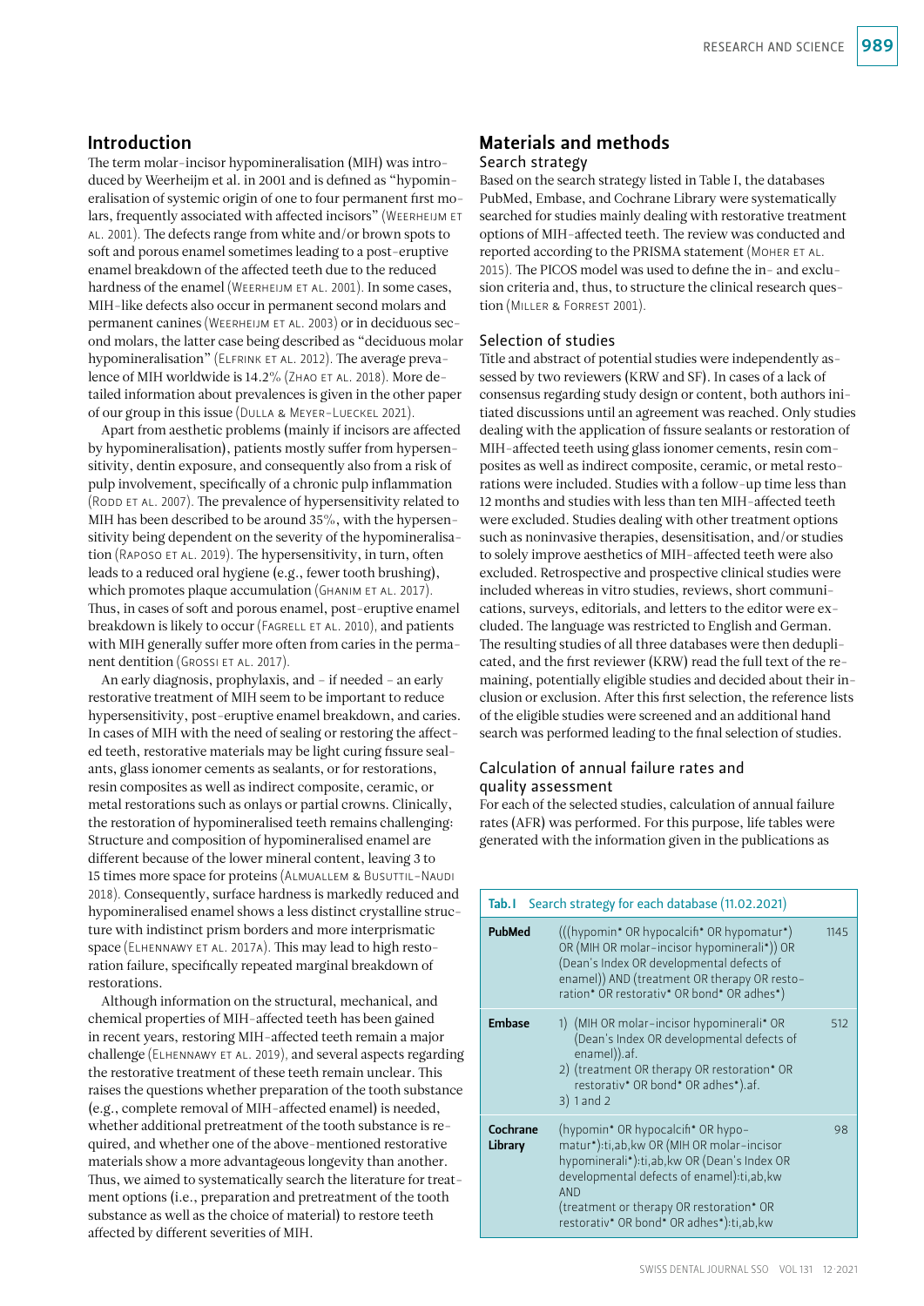## Introduction

The term molar-incisor hypomineralisation (MIH) was introduced by Weerheijm et al. in 2001 and is defined as "hypomineralisation of systemic origin of one to four permanent first molars, frequently associated with affected incisors" (Weerheijm et al. 2001). The defects range from white and/or brown spots to soft and porous enamel sometimes leading to a post-eruptive enamel breakdown of the affected teeth due to the reduced hardness of the enamel (Weerheijm et al. 2001). In some cases, MIH-like defects also occur in permanent second molars and permanent canines (Weerheijm et al. 2003) or in deciduous second molars, the latter case being described as "deciduous molar hypomineralisation" (Elfrink et al. 2012). The average prevalence of MIH worldwide is 14.2% (Zhao et al. 2018). More detailed information about prevalences is given in the other paper of our group in this issue (Dulla & Meyer-Lueckel 2021).

Apart from aesthetic problems (mainly if incisors are affected by hypomineralisation), patients mostly suffer from hypersensitivity, dentin exposure, and consequently also from a risk of pulp involvement, specifically of a chronic pulp inflammation (Rodd et al. 2007). The prevalence of hypersensitivity related to MIH has been described to be around 35%, with the hypersensitivity being dependent on the severity of the hypomineralisation (Raposo et al. 2019). The hypersensitivity, in turn, often leads to a reduced oral hygiene (e.g., fewer tooth brushing), which promotes plaque accumulation (Ghanim et al. 2017). Thus, in cases of soft and porous enamel, post-eruptive enamel breakdown is likely to occur (Fagrell et al. 2010), and patients with MIH generally suffer more often from caries in the permanent dentition (Grossi et al. 2017).

An early diagnosis, prophylaxis, and – if needed – an early restorative treatment of MIH seem to be important to reduce hypersensitivity, post-eruptive enamel breakdown, and caries. In cases of MIH with the need of sealing or restoring the affected teeth, restorative materials may be light curing fissure sealants, glass ionomer cements as sealants, or for restorations, resin composites as well as indirect composite, ceramic, or metal restorations such as onlays or partial crowns. Clinically, the restoration of hypomineralised teeth remains challenging: Structure and composition of hypomineralised enamel are different because of the lower mineral content, leaving 3 to 15 times more space for proteins (Almuallem & Busuttil-Naudi 2018). Consequently, surface hardness is markedly reduced and hypomineralised enamel shows a less distinct crystalline structure with indistinct prism borders and more interprismatic space (Elhennawy et al. 2017a). This may lead to high restoration failure, specifically repeated marginal breakdown of restorations.

Although information on the structural, mechanical, and chemical properties of MIH-affected teeth has been gained in recent years, restoring MIH-affected teeth remain a major challenge (Elhennawy et al. 2019), and several aspects regarding the restorative treatment of these teeth remain unclear. This raises the questions whether preparation of the tooth substance (e.g., complete removal of MIH-affected enamel) is needed, whether additional pretreatment of the tooth substance is required, and whether one of the above-mentioned restorative materials show a more advantageous longevity than another. Thus, we aimed to systematically search the literature for treatment options (i.e., preparation and pretreatment of the tooth substance as well as the choice of material) to restore teeth affected by different severities of MIH.

## Materials and methods

### Search strategy

Based on the search strategy listed in Table I, the databases PubMed, Embase, and Cochrane Library were systematically searched for studies mainly dealing with restorative treatment options of MIH-affected teeth. The review was conducted and reported according to the PRISMA statement (Moher et al. 2015). The PICOS model was used to define the in- and exclusion criteria and, thus, to structure the clinical research question (Miller & Forrest 2001).

### Selection of studies

Title and abstract of potential studies were independently assessed by two reviewers (KRW and SF). In cases of a lack of consensus regarding study design or content, both authors initiated discussions until an agreement was reached. Only studies dealing with the application of fissure sealants or restoration of MIH-affected teeth using glass ionomer cements, resin composites as well as indirect composite, ceramic, or metal restorations were included. Studies with a follow-up time less than 12 months and studies with less than ten MIH-affected teeth were excluded. Studies dealing with other treatment options such as noninvasive therapies, desensitisation, and/or studies to solely improve aesthetics of MIH-affected teeth were also excluded. Retrospective and prospective clinical studies were included whereas in vitro studies, reviews, short communications, surveys, editorials, and letters to the editor were excluded. The language was restricted to English and German. The resulting studies of all three databases were then deduplicated, and the first reviewer (KRW) read the full text of the remaining, potentially eligible studies and decided about their inclusion or exclusion. After this first selection, the reference lists of the eligible studies were screened and an additional hand search was performed leading to the final selection of studies.

### Calculation of annual failure rates and quality assessment

For each of the selected studies, calculation of annual failure rates (AFR) was performed. For this purpose, life tables were generated with the information given in the publications as

**Tab. I** Search strategy for each database (11.02.2021)

| Database | Search strategy | Hits |
|---|---|---|
| **PubMed** | (((hypomin* OR hypocalcifi* OR hypomatur*) OR (MIH OR molar-incisor hypomineral*)) OR (Dean's Index OR developmental defects of enamel)) AND (treatment OR therapy OR restoration* OR restorativ* OR bond* OR adhes*) | 1145 |
| **Embase** | 1) (MIH OR molar-incisor hypomineral* OR (Dean's Index OR developmental defects of enamel)).af. 2) (treatment OR therapy OR restoration* OR restorativ* OR bond* OR adhes*).af. 3) 1 and 2 | 512 |
| **Cochrane Library** | (hypomin* OR hypocalcifi* OR hypomatur*):ti,ab,kw OR (MIH OR molar-incisor hypomineral*):ti,ab,kw OR (Dean's Index OR developmental defects of enamel):ti,ab,kw AND (treatment or therapy OR restoration* OR restorativ* OR bond* OR adhes*):ti,ab,kw | 98 |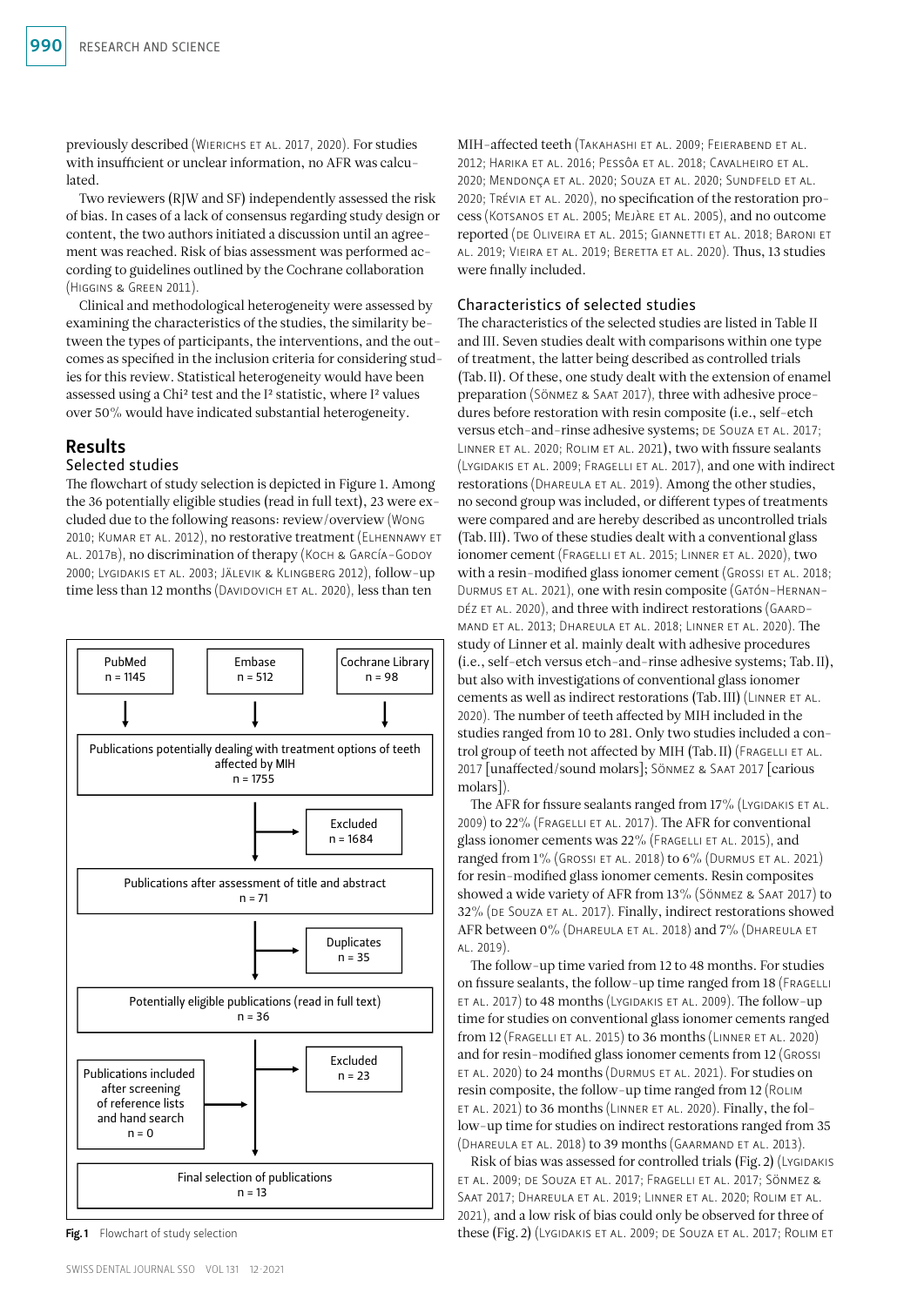previously described (Wierichs et al. 2017, 2020). For studies with insufficient or unclear information, no AFR was calculated.

Two reviewers (RJW and SF) independently assessed the risk of bias. In cases of a lack of consensus regarding study design or content, the two authors initiated a discussion until an agreement was reached. Risk of bias assessment was performed according to guidelines outlined by the Cochrane collaboration (Higgins & Green 2011).

Clinical and methodological heterogeneity were assessed by examining the characteristics of the studies, the similarity between the types of participants, the interventions, and the outcomes as specified in the inclusion criteria for considering studies for this review. Statistical heterogeneity would have been assessed using a Chi² test and the I² statistic, where I² values over 50% would have indicated substantial heterogeneity.

## Results

### Selected studies

The flowchart of study selection is depicted in Figure 1. Among the 36 potentially eligible studies (read in full text), 23 were excluded due to the following reasons: review/overview (Wong 2010; Kumar et al. 2012), no restorative treatment (Elhennawy et al. 2017b), no discrimination of therapy (Koch & García-Godoy 2000; Lygidakis et al. 2003; Jälevik & Klingberg 2012), follow-up time less than 12 months (Davidovich et al. 2020), less than ten MIH-affected teeth (Takahashi et al. 2009; Feierabend et al. 2012; Harika et al. 2016; Pessôa et al. 2018; Cavalheiro et al. 2020; Mendonça et al. 2020; Souza et al. 2020; Sundfeld et al. 2020; Trévia et al. 2020), no specification of the restoration process (Kotsanos et al. 2005; Mejàre et al. 2005), and no outcome reported (de Oliveira et al. 2015; Giannetti et al. 2018; Baroni et al. 2019; Vieira et al. 2019; Beretta et al. 2020). Thus, 13 studies were finally included.

PubMed n = 1145 | Embase n = 512 | Cochrane Library n = 98

→ Publications potentially dealing with treatment options of teeth affected by MIH n = 1755

→ Excluded n = 1684

→ Publications after assessment of title and abstract n = 71

→ Duplicates n = 35

→ Potentially eligible publications (read in full text) n = 36

→ Excluded n = 23

Publications included after screening of reference lists and hand search n = 0

→ Final selection of publications n = 13

**Fig. 1** Flowchart of study selection

### Characteristics of selected studies

The characteristics of the selected studies are listed in Table II and III. Seven studies dealt with comparisons within one type of treatment, the latter being described as controlled trials (Tab. II). Of these, one study dealt with the extension of enamel preparation (Sönmez & Saat 2017), three with adhesive procedures before restoration with resin composite (i.e., self-etch versus etch-and-rinse adhesive systems; de Souza et al. 2017; Linner et al. 2020; Rolim et al. 2021), two with fissure sealants (Lygidakis et al. 2009; Fragelli et al. 2017), and one with indirect restorations (Dhareula et al. 2019). Among the other studies, no second group was included, or different types of treatments were compared and are hereby described as uncontrolled trials (Tab. III). Two of these studies dealt with a conventional glass ionomer cement (Fragelli et al. 2015; Linner et al. 2020), two with a resin-modified glass ionomer cement (Grossi et al. 2018; Durmus et al. 2021), one with resin composite (Gatón-Hernandéz et al. 2020), and three with indirect restorations (Gaardmand et al. 2013; Dhareula et al. 2018; Linner et al. 2020). The study of Linner et al. mainly dealt with adhesive procedures (i.e., self-etch versus etch-and-rinse adhesive systems; Tab. II), but also with investigations of conventional glass ionomer cements as well as indirect restorations (Tab. III) (Linner et al. 2020). The number of teeth affected by MIH included in the studies ranged from 10 to 281. Only two studies included a control group of teeth not affected by MIH (Tab. II) (Fragelli et al. 2017 [unaffected/sound molars]; Sönmez & Saat 2017 [carious molars]).

The AFR for fissure sealants ranged from 17% (Lygidakis et al. 2009) to 22% (Fragelli et al. 2017). The AFR for conventional glass ionomer cements was 22% (Fragelli et al. 2015), and ranged from 1% (Grossi et al. 2018) to 6% (Durmus et al. 2021) for resin-modified glass ionomer cements. Resin composites showed a wide variety of AFR from 13% (Sönmez & Saat 2017) to 32% (de Souza et al. 2017). Finally, indirect restorations showed AFR between 0% (Dhareula et al. 2018) and 7% (Dhareula et al. 2019).

The follow-up time varied from 12 to 48 months. For studies on fissure sealants, the follow-up time ranged from 18 (Fragelli et al. 2017) to 48 months (Lygidakis et al. 2009). The follow-up time for studies on conventional glass ionomer cements ranged from 12 (Fragelli et al. 2015) to 36 months (Linner et al. 2020) and for resin-modified glass ionomer cements from 12 (Grossi et al. 2020) to 24 months (Durmus et al. 2021). For studies on resin composite, the follow-up time ranged from 12 (Rolim et al. 2021) to 36 months (Linner et al. 2020). Finally, the follow-up time for studies on indirect restorations ranged from 35 (Dhareula et al. 2018) to 39 months (Gaarmand et al. 2013).

Risk of bias was assessed for controlled trials (Fig. 2) (Lygidakis et al. 2009; de Souza et al. 2017; Fragelli et al. 2017; Sönmez & Saat 2017; Dhareula et al. 2019; Linner et al. 2020; Rolim et al. 2021), and a low risk of bias could only be observed for three of these (Fig. 2) (Lygidakis et al. 2009; de Souza et al. 2017; Rolim et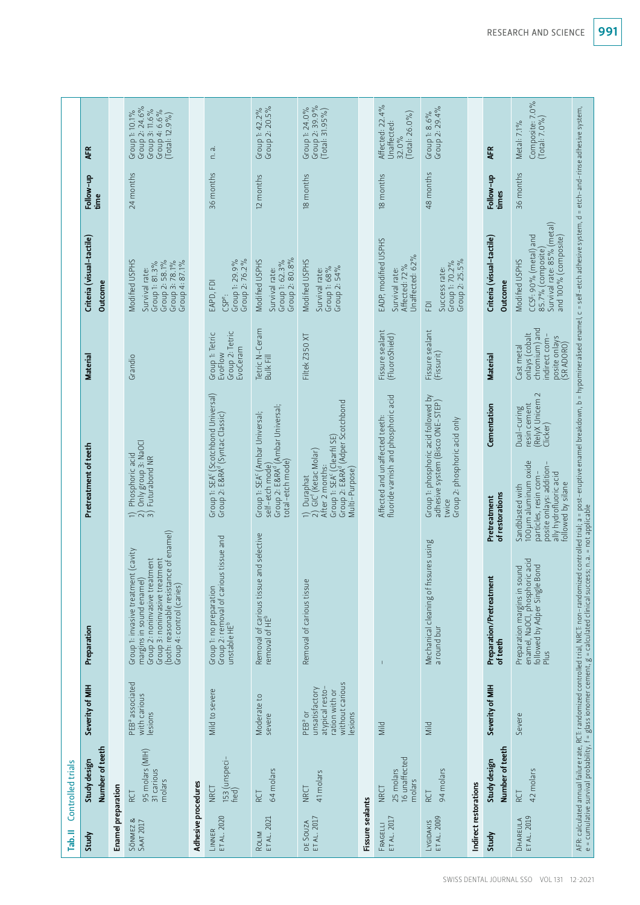**Tab. II** Controlled trials

| Study | Study design / Number of teeth | Severity of MIH | Preparation | Pretreatment of teeth | Material | Criteria (visual-tactile) / Outcome | Follow-up time | AFR |
|---|---|---|---|---|---|---|---|---|
| **Enamel preparation** | | | | | | | | |
| SÖNMEZ & SAAT 2017 | RCT / 95 molars (MIH) / 31 carious molars | PEB[a] associated with carious lesions | Group 1: invasive treatment (cavity margins in sound enamel) / Group 2: noninvasive treatment / Group 3: noninvasive treatment (both: reasonable resistance of enamel) / Group 4: control (caries) | 1) Phosphoric acid / 2) Only group 3: NaOCl / 3) Futurabond NR | Grandio | Modified USPHS / Survival rate: / Group 1: 81.3% / Group 2: 58.1% / Group 3: 78.1% / Group 4: 87.1% | 24 months | Group 1: 10.1% / Group 2: 24.6% / Group 3: 11.6% / Group 4: 6.6% / (Total: 12.9%) |
| **Adhesive procedures** | | | | | | | | |
| LINNER ET AL. 2020 | NRCT / 153 (unspecified) | Mild to severe | Group 1: no preparation / Group 2: removal of carious tissue and unstable HE[b] | Group 1: SEA[c] (Scotchbond Universal) / Group 2: E&RA[d] (Syntac Classic) | Group 1: Tetric EvoFlow / Group 2: Tetric EvoCeram | EAPD, FDI / CSP[e]: / Group 1: 29.9% / Group 2: 76.2% | 36 months | n. a. |
| ROLIM ET AL. 2021 | RCT / 64 molars | Moderate to severe | Removal of carious tissue and selective removal of HE[b] | Group 1: SEA[c] (Ambar Universal; self-etch mode) / Group 2: E&RA[d] (Ambar Universal; total-etch mode) | Tetric N-Ceram Bulk Fill | Modified USPHS / Survival rate: / Group 1: 62.3% / Group 2: 80.8% | 12 months | Group 1: 42.2% / Group 2: 20.5% |
| DE SOUZA ET AL. 2017 | NRCT / 41 molars | PEB[a] or unsatisfactory atypical restoration with or without carious lesions | Removal of carious tissue | 1) Duraphat / 2) GIC[f] (Ketac Molar) / After 2 months: / Group 1: SEA[c] (Clearfil SE) / Group 2: E&RA[d] (Adper Scotchbond Multi-Purpose) | Filtek Z350 XT | Modified USPHS / Survival rate: / Group 1: 68% / Group 2: 54% | 18 months | Group 1: 24.0% / Group 2: 39.9% / (Total: 31.95%) |
| **Fissure sealants** | | | | | | | | |
| FRAGELLI ET AL. 2017 | NRCT / 25 molars / 16 unaffected molars | Mild | – | Affected and unaffected teeth: fluoride varnish and phosphoric acid | Fissure sealant (FluoroShield) | EADP, modified USPHS / Survival rate: / Affected: 72% / Unaffected: 62% | 18 months | Affected: 22.4% / Unaffected: 32.0% / (Total: 26.0%) |
| LYGIDAKIS ET AL. 2009 | RCT / 94 molars | Mild | Mechanical cleaning of fissures using a round bur | Group 1: phosphoric acid followed by adhesive system (Bisco ONE-STEP) twice / Group 2: phosphoric acid only | Fissure sealant (Fissurit) | FDI / Success rate: / Group 1: 70.2% / Group 2: 25.5% | 48 months | Group 1: 8.6% / Group 2: 29.4% |

**Indirect restorations**

| Study | Study design / Number of teeth | Severity of MIH | Preparation/Pretreatment of teeth | Pretreatment of restorations | Cementation | Material | Criteria (visual-tactile) / Outcome | Follow-up times | AFR |
|---|---|---|---|---|---|---|---|---|---|
| DHAREULA ET AL. 2019 | RCT / 42 molars | Severe | Preparation margins in sound enamel, NaOCl, phosphoric acid followed by Adper Single Bond Plus | Sandblasted with 100 µm aluminum oxide particles, resin composite onlays: additionally hydrofluoric acid followed by silane | Dual-curing resin cement (RelyX Unicem 2 Clicker) | Cast metal onlays (cobalt chromium) and indirect composite onlays (SR ADORO) | Modified USPHS / CCS[g]: 90% (metal) and 85.7% (composite) / Survival rate: 85% (metal) and 100% (composite) | 36 months | Metal: 7.1% / Composite: 7.0% / (Total: 7.0%) |

AFR: calculated annual failure rate, RCT: randomized controlled trial, NRCT: non-randomized controlled trial; a = post-eruptive enamel breakdown, b = hypomineralised enamel, c = self-etch adhesive system, d = etch-and-rinse adhesive system, e = cumulative survival probability, f = glass ionomer cement, g = calculated clinical success; n.a. = not applicable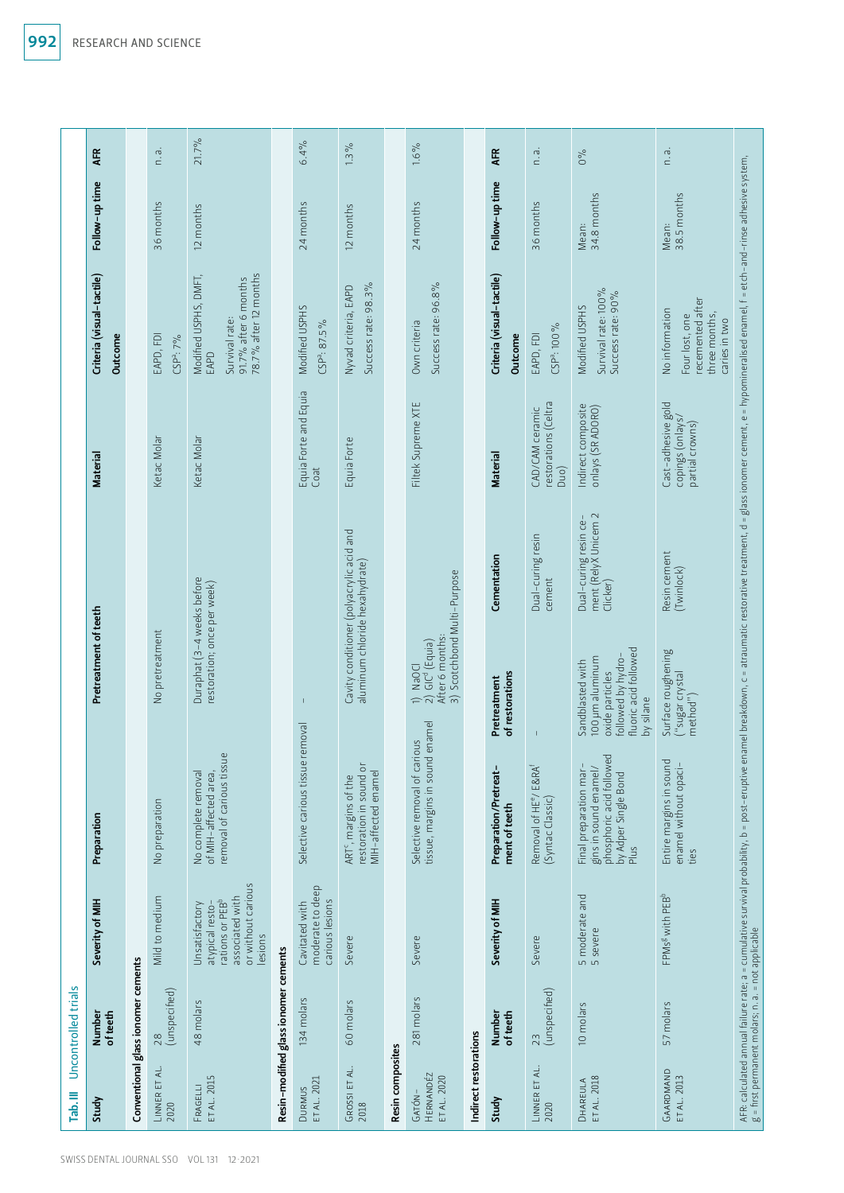**Tab. III** Uncontrolled trials

| Study | Number of teeth | Severity of MIH | Preparation | Pretreatment of teeth | Material | Criteria (visual-tactile) Outcome | Follow-up time | AFR |
|---|---|---|---|---|---|---|---|---|
| **Conventional glass ionomer cements** | | | | | | | | |
| LINNER ET AL. 2020 | 28 (unspecified) | Mild to medium | No preparation | No pretreatment | Ketac Molar | EAPD, FDI<br>CSP[a]: 7% | 36 months | n.a. |
| FRAGELLI ET AL. 2015 | 48 molars | Unsatisfactory atypical restorations or PEB[b] associated with or without carious lesions | No complete removal of MIH-affected area, removal of carious tissue | Duraphat (3–4 weeks before restoration; once per week) | Ketac Molar | Modified USPHS, DMFT, EAPD<br>Survival rate:<br>91.7% after 6 months<br>78.7% after 12 months | 12 months | 21.7% |
| **Resin-modified glass ionomer cements** | | | | | | | | |
| DURMUS ET AL. 2021 | 134 molars | Cavitated with moderate to deep carious lesions | Selective carious tissue removal | – | Equia Forte and Equia Coat | Modified USPHS<br>CSP[a]: 87.5% | 24 months | 6.4% |
| GROSSI ET AL. 2018 | 60 molars | Severe | ART[c], margins of the restoration in sound or MIH-affected enamel | Cavity conditioner (polyacrylic acid and aluminum chloride hexahydrate) | Equia Forte | Nyvad criteria, EAPD<br>Success rate: 98.3% | 12 months | 1.3% |
| **Resin composites** | | | | | | | | |
| GATÓN-HERNANDÉZ ET AL. 2020 | 281 molars | Severe | Selective removal of carious tissue, margins in sound enamel | 1) NaOCl<br>2) GIC[d] (Equia)<br>After 6 months:<br>3) Scotchbond Multi-Purpose | Filtek Supreme XTE | Own criteria<br>Success rate: 96.8% | 24 months | 1.6% |

| Study | Number of teeth | Severity of MIH | Preparation/Pretreatment of teeth | Pretreatment of restorations | Cementation | Material | Criteria (visual-tactile) Outcome | Follow-up time | AFR |
|---|---|---|---|---|---|---|---|---|---|
| **Indirect restorations** | | | | | | | | | |
| LINNER ET AL. 2020 | 23 (unspecified) | Severe | Removal of HE[e]/ E&RA[f] (Syntac Classic) | – | Dual-curing resin cement | CAD/CAM ceramic restorations (Celtra Duo) | EAPD, FDI<br>CSP[a]: 100% | 36 months | n.a. |
| DHAREULA ET AL. 2018 | 10 molars | 5 moderate and 5 severe | Final preparation margins in sound enamel/ phosphoric acid followed by Adper Single Bond Plus | Sandblasted with 100 µm aluminum oxide particles followed by hydrofluoric acid followed by silane | Dual-curing resin cement (RelyX Unicem 2 Clicker) | Indirect composite onlays (SR ADORO) | Modified USPHS<br>Survival rate: 100%<br>Success rate: 90% | Mean: 34.8 months | 0% |
| GAARDMAND ET AL. 2013 | 57 molars | FPMs[g] with PEB[b] | Entire margins in sound enamel without opacities | Surface roughening ("sugar crystal method") | Resin cement (Twinlock) | Cast-adhesive gold copings (onlays/ partial crowns) | No information<br>Four lost, one recemented after three months, caries in two | Mean: 38.5 months | n.a. |

AFR: calculated annual failure rate; a = cumulative survival probability, b = post-eruptive enamel breakdown, c = atraumatic restorative treatment, d = glass ionomer cement, e = hypomineralised enamel, f = etch-and-rinse adhesive system, g = first permanent molars; n.a. = not applicable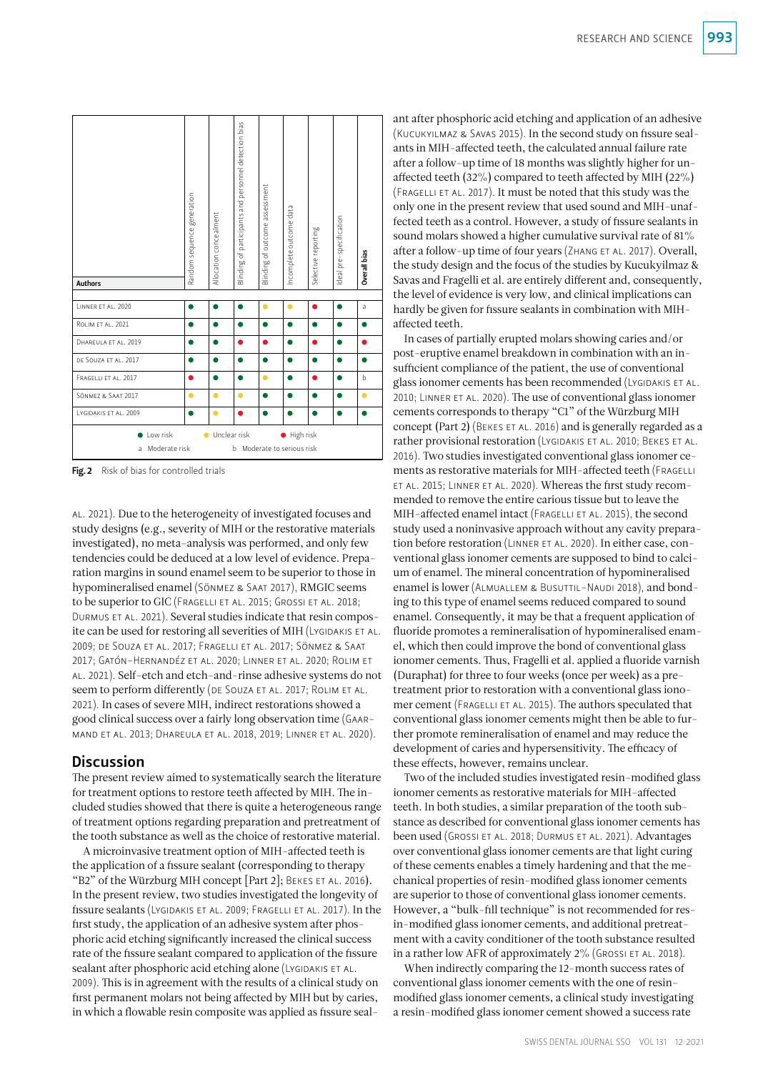| Authors | Random sequence generation | Allocation concealment | Blinding of participants and personnel detection bias | Blinding of outcome assessment | Incomplete outcome data | Selective reporting | Ideal pre-specification | **Overall bias** |
|---|---|---|---|---|---|---|---|---|
| Linner et al. 2020 | Low risk | Low risk | Low risk | Unclear risk | Unclear risk | High risk | Low risk | a |
| Rolim et al. 2021 | Low risk | Low risk | Low risk | Low risk | Low risk | Low risk | Low risk | Low risk |
| Dhareula et al. 2019 | Low risk | Low risk | High risk | High risk | Low risk | High risk | Low risk | High risk |
| de Souza et al. 2017 | Low risk | Low risk | Low risk | Low risk | Low risk | Low risk | Low risk | Low risk |
| Fragelli et al. 2017 | High risk | Low risk | Low risk | Unclear risk | Low risk | High risk | Low risk | b |
| Sönmez & Saat 2017 | Unclear risk | Unclear risk | Unclear risk | Low risk | Low risk | Low risk | Low risk | Unclear risk |
| Lygidakis et al. 2009 | Low risk | Unclear risk | High risk | Low risk | Low risk | Low risk | Low risk | Low risk |

● Low risk ● Unclear risk ● High risk
a Moderate risk b Moderate to serious risk

**Fig. 2** Risk of bias for controlled trials

al. 2021). Due to the heterogeneity of investigated focuses and study designs (e.g., severity of MIH or the restorative materials investigated), no meta-analysis was performed, and only few tendencies could be deduced at a low level of evidence. Preparation margins in sound enamel seem to be superior to those in hypomineralised enamel (Sönmez & Saat 2017), RMGIC seems to be superior to GIC (Fragelli et al. 2015; Grossi et al. 2018; Durmus et al. 2021). Several studies indicate that resin composite can be used for restoring all severities of MIH (Lygidakis et al. 2009; de Souza et al. 2017; Fragelli et al. 2017; Sönmez & Saat 2017; Gatón-Hernandéz et al. 2020; Linner et al. 2020; Rolim et al. 2021). Self-etch and etch-and-rinse adhesive systems do not seem to perform differently (de Souza et al. 2017; Rolim et al. 2021). In cases of severe MIH, indirect restorations showed a good clinical success over a fairly long observation time (Gaardmand et al. 2013; Dhareula et al. 2018, 2019; Linner et al. 2020).

## Discussion

The present review aimed to systematically search the literature for treatment options to restore teeth affected by MIH. The included studies showed that there is quite a heterogeneous range of treatment options regarding preparation and pretreatment of the tooth substance as well as the choice of restorative material.

A microinvasive treatment option of MIH-affected teeth is the application of a fissure sealant (corresponding to therapy "B2" of the Würzburg MIH concept [Part 2]; Bekes et al. 2016). In the present review, two studies investigated the longevity of fissure sealants (Lygidakis et al. 2009; Fragelli et al. 2017). In the first study, the application of an adhesive system after phosphoric acid etching significantly increased the clinical success rate of the fissure sealant compared to application of the fissure sealant after phosphoric acid etching alone (Lygidakis et al. 2009). This is in agreement with the results of a clinical study on first permanent molars not being affected by MIH but by caries, in which a flowable resin composite was applied as fissure sealant after phosphoric acid etching and application of an adhesive (Kucukyilmaz & Savas 2015). In the second study on fissure sealants in MIH-affected teeth, the calculated annual failure rate after a follow-up time of 18 months was slightly higher for unaffected teeth (32%) compared to teeth affected by MIH (22%) (Fragelli et al. 2017). It must be noted that this study was the only one in the present review that used sound and MIH-unaffected teeth as a control. However, a study of fissure sealants in sound molars showed a higher cumulative survival rate of 81% after a follow-up time of four years (Zhang et al. 2017). Overall, the study design and the focus of the studies by Kucukyilmaz & Savas and Fragelli et al. are entirely different and, consequently, the level of evidence is very low, and clinical implications can hardly be given for fissure sealants in combination with MIH-affected teeth.

In cases of partially erupted molars showing caries and/or post-eruptive enamel breakdown in combination with an insufficient compliance of the patient, the use of conventional glass ionomer cements has been recommended (Lygidakis et al. 2010; Linner et al. 2020). The use of conventional glass ionomer cements corresponds to therapy "C1" of the Würzburg MIH concept (Part 2) (Bekes et al. 2016) and is generally regarded as a rather provisional restoration (Lygidakis et al. 2010; Bekes et al. 2016). Two studies investigated conventional glass ionomer cements as restorative materials for MIH-affected teeth (Fragelli et al. 2015; Linner et al. 2020). Whereas the first study recommended to remove the entire carious tissue but to leave the MIH-affected enamel intact (Fragelli et al. 2015), the second study used a noninvasive approach without any cavity preparation before restoration (Linner et al. 2020). In either case, conventional glass ionomer cements are supposed to bind to calcium of enamel. The mineral concentration of hypomineralised enamel is lower (Almuallem & Busuttil-Naudi 2018), and bonding to this type of enamel seems reduced compared to sound enamel. Consequently, it may be that a frequent application of fluoride promotes a remineralisation of hypomineralised enamel, which then could improve the bond of conventional glass ionomer cements. Thus, Fragelli et al. applied a fluoride varnish (Duraphat) for three to four weeks (once per week) as a pretreatment prior to restoration with a conventional glass ionomer cement (Fragelli et al. 2015). The authors speculated that conventional glass ionomer cements might then be able to further promote remineralisation of enamel and may reduce the development of caries and hypersensitivity. The efficacy of these effects, however, remains unclear.

Two of the included studies investigated resin-modified glass ionomer cements as restorative materials for MIH-affected teeth. In both studies, a similar preparation of the tooth substance as described for conventional glass ionomer cements has been used (Grossi et al. 2018; Durmus et al. 2021). Advantages over conventional glass ionomer cements are that light curing of these cements enables a timely hardening and that the mechanical properties of resin-modified glass ionomer cements are superior to those of conventional glass ionomer cements. However, a "bulk-fill technique" is not recommended for resin-modified glass ionomer cements, and additional pretreatment with a cavity conditioner of the tooth substance resulted in a rather low AFR of approximately 2% (Grossi et al. 2018).

When indirectly comparing the 12-month success rates of conventional glass ionomer cements with the one of resin-modified glass ionomer cements, a clinical study investigating a resin-modified glass ionomer cement showed a success rate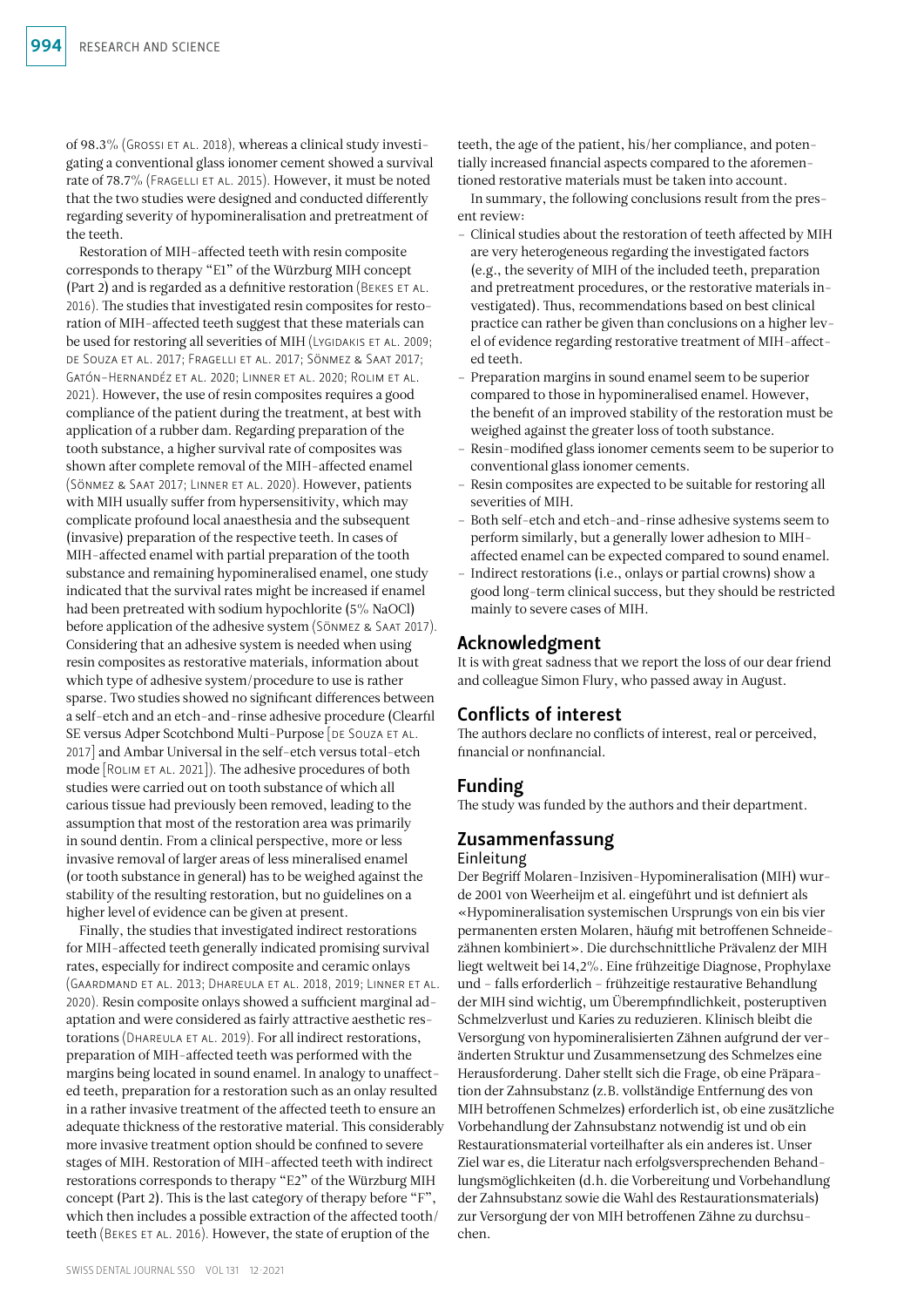of 98.3% (Grossi et al. 2018), whereas a clinical study investigating a conventional glass ionomer cement showed a survival rate of 78.7% (Fragelli et al. 2015). However, it must be noted that the two studies were designed and conducted differently regarding severity of hypomineralisation and pretreatment of the teeth.

Restoration of MIH-affected teeth with resin composite corresponds to therapy "E1" of the Würzburg MIH concept (Part 2) and is regarded as a definitive restoration (Bekes et al. 2016). The studies that investigated resin composites for restoration of MIH-affected teeth suggest that these materials can be used for restoring all severities of MIH (Lygidakis et al. 2009; de Souza et al. 2017; Fragelli et al. 2017; Sönmez & Saat 2017; Gatón-Hernandéz et al. 2020; Linner et al. 2020; Rolim et al. 2021). However, the use of resin composites requires a good compliance of the patient during the treatment, at best with application of a rubber dam. Regarding preparation of the tooth substance, a higher survival rate of composites was shown after complete removal of the MIH-affected enamel (Sönmez & Saat 2017; Linner et al. 2020). However, patients with MIH usually suffer from hypersensitivity, which may complicate profound local anaesthesia and the subsequent (invasive) preparation of the respective teeth. In cases of MIH-affected enamel with partial preparation of the tooth substance and remaining hypomineralised enamel, one study indicated that the survival rates might be increased if enamel had been pretreated with sodium hypochlorite (5% NaOCl) before application of the adhesive system (Sönmez & Saat 2017). Considering that an adhesive system is needed when using resin composites as restorative materials, information about which type of adhesive system/procedure to use is rather sparse. Two studies showed no significant differences between a self-etch and an etch-and-rinse adhesive procedure (Clearfil SE versus Adper Scotchbond Multi-Purpose [de Souza et al. 2017] and Ambar Universal in the self-etch versus total-etch mode [Rolim et al. 2021]). The adhesive procedures of both studies were carried out on tooth substance of which all carious tissue had previously been removed, leading to the assumption that most of the restoration area was primarily in sound dentin. From a clinical perspective, more or less invasive removal of larger areas of less mineralised enamel (or tooth substance in general) has to be weighed against the stability of the resulting restoration, but no guidelines on a higher level of evidence can be given at present.

Finally, the studies that investigated indirect restorations for MIH-affected teeth generally indicated promising survival rates, especially for indirect composite and ceramic onlays (Gaardmand et al. 2013; Dhareula et al. 2018, 2019; Linner et al. 2020). Resin composite onlays showed a sufficient marginal adaptation and were considered as fairly attractive aesthetic restorations (Dhareula et al. 2019). For all indirect restorations, preparation of MIH-affected teeth was performed with the margins being located in sound enamel. In analogy to unaffected teeth, preparation for a restoration such as an onlay resulted in a rather invasive treatment of the affected teeth to ensure an adequate thickness of the restorative material. This considerably more invasive treatment option should be confined to severe stages of MIH. Restoration of MIH-affected teeth with indirect restorations corresponds to therapy "E2" of the Würzburg MIH concept (Part 2). This is the last category of therapy before "F", which then includes a possible extraction of the affected tooth/teeth (Bekes et al. 2016). However, the state of eruption of the teeth, the age of the patient, his/her compliance, and potentially increased financial aspects compared to the aforementioned restorative materials must be taken into account.

In summary, the following conclusions result from the present review:

- Clinical studies about the restoration of teeth affected by MIH are very heterogeneous regarding the investigated factors (e.g., the severity of MIH of the included teeth, preparation and pretreatment procedures, or the restorative materials investigated). Thus, recommendations based on best clinical practice can rather be given than conclusions on a higher level of evidence regarding restorative treatment of MIH-affected teeth.
- Preparation margins in sound enamel seem to be superior compared to those in hypomineralised enamel. However, the benefit of an improved stability of the restoration must be weighed against the greater loss of tooth substance.
- Resin-modified glass ionomer cements seem to be superior to conventional glass ionomer cements.
- Resin composites are expected to be suitable for restoring all severities of MIH.
- Both self-etch and etch-and-rinse adhesive systems seem to perform similarly, but a generally lower adhesion to MIH-affected enamel can be expected compared to sound enamel.
- Indirect restorations (i.e., onlays or partial crowns) show a good long-term clinical success, but they should be restricted mainly to severe cases of MIH.

## Acknowledgment

It is with great sadness that we report the loss of our dear friend and colleague Simon Flury, who passed away in August.

## Conflicts of interest

The authors declare no conflicts of interest, real or perceived, financial or nonfinancial.

## Funding

The study was funded by the authors and their department.

## Zusammenfassung

### Einleitung

Der Begriff Molaren-Inzisiven-Hypomineralisation (MIH) wurde 2001 von Weerheijm et al. eingeführt und ist definiert als «Hypomineralisation systemischen Ursprungs von ein bis vier permanenten ersten Molaren, häufig mit betroffenen Schneidezähnen kombiniert». Die durchschnittliche Prävalenz der MIH liegt weltweit bei 14,2%. Eine frühzeitige Diagnose, Prophylaxe und – falls erforderlich – frühzeitige restaurative Behandlung der MIH sind wichtig, um Überempfindlichkeit, posteruptiven Schmelzverlust und Karies zu reduzieren. Klinisch bleibt die Versorgung von hypomineralisierten Zähnen aufgrund der veränderten Struktur und Zusammensetzung des Schmelzes eine Herausforderung. Daher stellt sich die Frage, ob eine Präparation der Zahnsubstanz (z.B. vollständige Entfernung des von MIH betroffenen Schmelzes) erforderlich ist, ob eine zusätzliche Vorbehandlung der Zahnsubstanz notwendig ist und ob ein Restaurationsmaterial vorteilhafter als ein anderes ist. Unser Ziel war es, die Literatur nach erfolgsversprechenden Behandlungsmöglichkeiten (d.h. die Vorbereitung und Vorbehandlung der Zahnsubstanz sowie die Wahl des Restaurationsmaterials) zur Versorgung der von MIH betroffenen Zähne zu durchsuchen.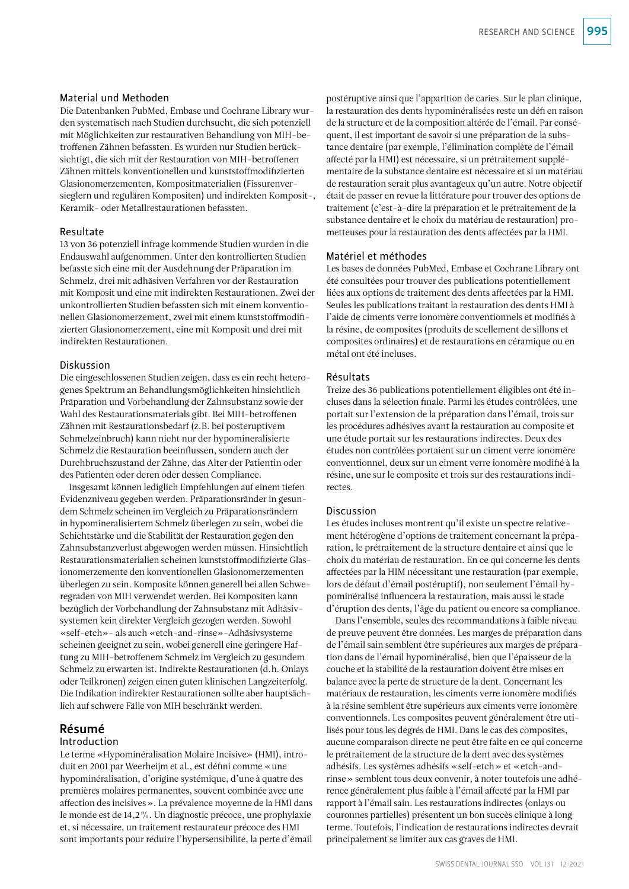### Material und Methoden

Die Datenbanken PubMed, Embase und Cochrane Library wurden systematisch nach Studien durchsucht, die sich potenziell mit Möglichkeiten zur restaurativen Behandlung von MIH-betroffenen Zähnen befassten. Es wurden nur Studien berücksichtigt, die sich mit der Restauration von MIH-betroffenen Zähnen mittels konventionellen und kunststoffmodifizierten Glasionomerzementen, Kompositmaterialien (Fissurenversieglern und regulären Kompositen) und indirekten Komposit-, Keramik- oder Metallrestaurationen befassten.

### Resultate

13 von 36 potenziell infrage kommende Studien wurden in die Endauswahl aufgenommen. Unter den kontrollierten Studien befasste sich eine mit der Ausdehnung der Präparation im Schmelz, drei mit adhäsiven Verfahren vor der Restauration mit Komposit und eine mit indirekten Restaurationen. Zwei der unkontrollierten Studien befassten sich mit einem konventionellen Glasionomerzement, zwei mit einem kunststoffmodifizierten Glasionomerzement, eine mit Komposit und drei mit indirekten Restaurationen.

### Diskussion

Die eingeschlossenen Studien zeigen, dass es ein recht heterogenes Spektrum an Behandlungsmöglichkeiten hinsichtlich Präparation und Vorbehandlung der Zahnsubstanz sowie der Wahl des Restaurationsmaterials gibt. Bei MIH-betroffenen Zähnen mit Restaurationsbedarf (z.B. bei posteruptivem Schmelzeinbruch) kann nicht nur der hypomineralisierte Schmelz die Restauration beeinflussen, sondern auch der Durchbruchszustand der Zähne, das Alter der Patientin oder des Patienten oder deren oder dessen Compliance.

Insgesamt können lediglich Empfehlungen auf einem tiefen Evidenzniveau gegeben werden. Präparationsränder in gesundem Schmelz scheinen im Vergleich zu Präparationsrändern in hypomineralisiertem Schmelz überlegen zu sein, wobei die Schichtstärke und die Stabilität der Restauration gegen den Zahnsubstanzverlust abgewogen werden müssen. Hinsichtlich Restaurationsmaterialien scheinen kunststoffmodifizierte Glasionomerzemente den konventionellen Glasionomerzementen überlegen zu sein. Komposite können generell bei allen Schweregraden von MIH verwendet werden. Bei Kompositen kann bezüglich der Vorbehandlung der Zahnsubstanz mit Adhäsivsystemen kein direkter Vergleich gezogen werden. Sowohl «self-etch»- als auch «etch-and-rinse»-Adhäsivsysteme scheinen geeignet zu sein, wobei generell eine geringere Haftung zu MIH-betroffenem Schmelz im Vergleich zu gesundem Schmelz zu erwarten ist. Indirekte Restaurationen (d.h. Onlays oder Teilkronen) zeigen einen guten klinischen Langzeiterfolg. Die Indikation indirekter Restaurationen sollte aber hauptsächlich auf schwere Fälle von MIH beschränkt werden.

## Résumé

### Introduction

Le terme «Hypominéralisation Molaire Incisive» (HMI), introduit en 2001 par Weerheijm et al., est défini comme « une hypominéralisation, d'origine systémique, d'une à quatre des premières molaires permanentes, souvent combinée avec une affection des incisives ». La prévalence moyenne de la HMI dans le monde est de 14,2%. Un diagnostic précoce, une prophylaxie et, si nécessaire, un traitement restaurateur précoce des HMI sont importants pour réduire l'hypersensibilité, la perte d'émail postéruptive ainsi que l'apparition de caries. Sur le plan clinique, la restauration des dents hypominéralisées reste un défi en raison de la structure et de la composition altérée de l'émail. Par conséquent, il est important de savoir si une préparation de la substance dentaire (par exemple, l'élimination complète de l'émail affecté par la HMI) est nécessaire, si un prétraitement supplémentaire de la substance dentaire est nécessaire et si un matériau de restauration serait plus avantageux qu'un autre. Notre objectif était de passer en revue la littérature pour trouver des options de traitement (c'est-à-dire la préparation et le prétraitement de la substance dentaire et le choix du matériau de restauration) prometteuses pour la restauration des dents affectées par la HMI.

### Matériel et méthodes

Les bases de données PubMed, Embase et Cochrane Library ont été consultées pour trouver des publications potentiellement liées aux options de traitement des dents affectées par la HMI. Seules les publications traitant la restauration des dents HMI à l'aide de ciments verre ionomère conventionnels et modifiés à la résine, de composites (produits de scellement de sillons et composites ordinaires) et de restaurations en céramique ou en métal ont été incluses.

### Résultats

Treize des 36 publications potentiellement éligibles ont été incluses dans la sélection finale. Parmi les études contrôlées, une portait sur l'extension de la préparation dans l'émail, trois sur les procédures adhésives avant la restauration au composite et une étude portait sur les restaurations indirectes. Deux des études non contrôlées portaient sur un ciment verre ionomère conventionnel, deux sur un ciment verre ionomère modifié à la résine, une sur le composite et trois sur des restaurations indirectes.

### Discussion

Les études incluses montrent qu'il existe un spectre relativement hétérogène d'options de traitement concernant la préparation, le prétraitement de la structure dentaire et ainsi que le choix du matériau de restauration. En ce qui concerne les dents affectées par la HIM nécessitant une restauration (par exemple, lors de défaut d'émail postéruptif), non seulement l'émail hypominéralisé influencera la restauration, mais aussi le stade d'éruption des dents, l'âge du patient ou encore sa compliance.

Dans l'ensemble, seules des recommandations à faible niveau de preuve peuvent être données. Les marges de préparation dans de l'émail sain semblent être supérieures aux marges de préparation dans de l'émail hypominéralisé, bien que l'épaisseur de la couche et la stabilité de la restauration doivent être mises en balance avec la perte de structure de la dent. Concernant les matériaux de restauration, les ciments verre ionomère modifiés à la résine semblent être supérieurs aux ciments verre ionomère conventionnels. Les composites peuvent généralement être utilisés pour tous les degrés de HMI. Dans le cas des composites, aucune comparaison directe ne peut être faite en ce qui concerne le prétraitement de la structure de la dent avec des systèmes adhésifs. Les systèmes adhésifs « self-etch » et « etch-and-rinse » semblent tous deux convenir, à noter toutefois une adhérence généralement plus faible à l'émail affecté par la HMI par rapport à l'émail sain. Les restaurations indirectes (onlays ou couronnes partielles) présentent un bon succès clinique à long terme. Toutefois, l'indication de restaurations indirectes devrait principalement se limiter aux cas graves de HMI.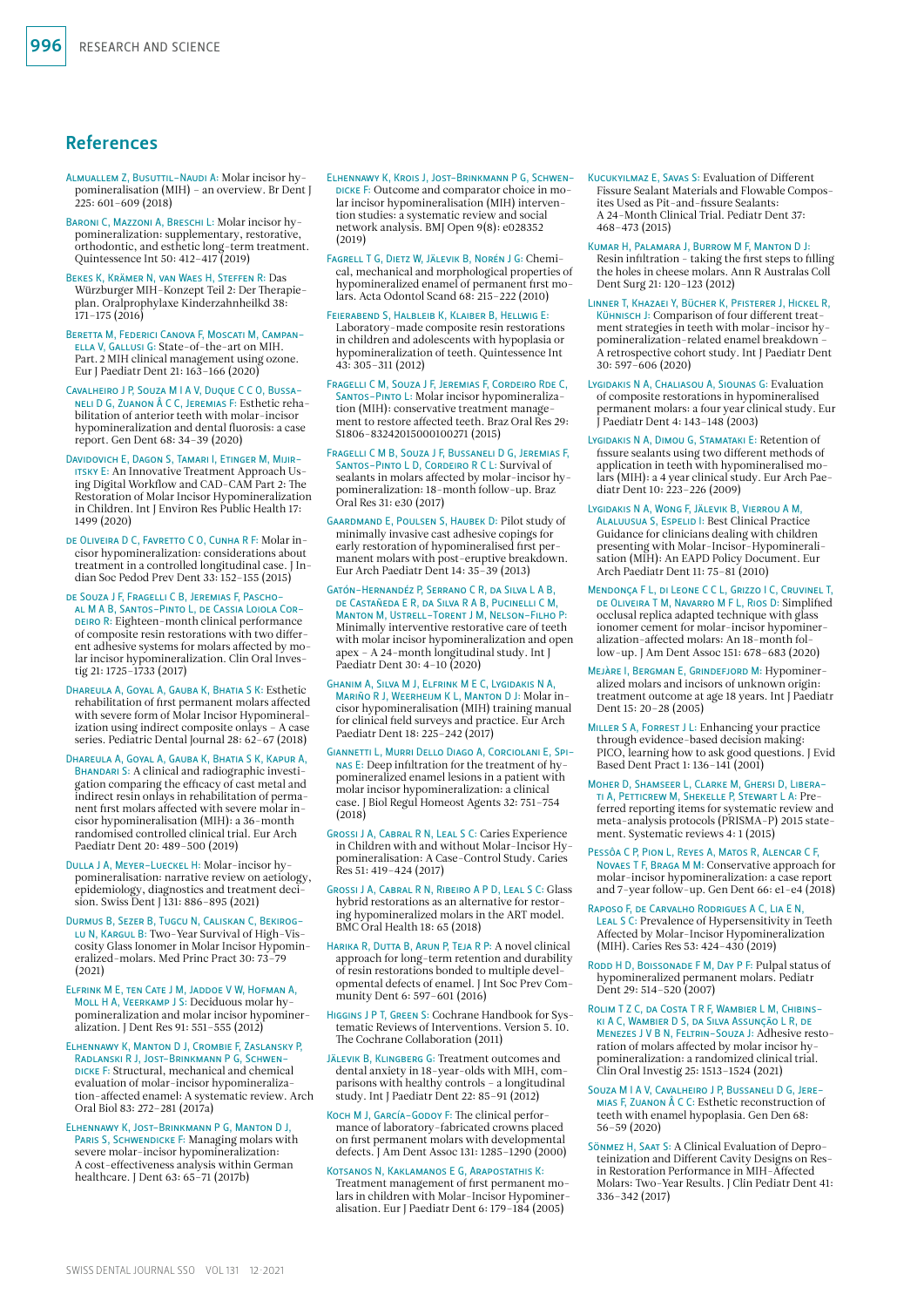## References

Almuallem Z, Busuttil-Naudi A: Molar incisor hypomineralisation (MIH) – an overview. Br Dent J 225: 601–609 (2018)

Baroni C, Mazzoni A, Breschi L: Molar incisor hypomineralization: supplementary, restorative, orthodontic, and esthetic long-term treatment. Quintessence Int 50: 412–417 (2019)

Bekes K, Krämer N, van Waes H, Steffen R: Das Würzburger MIH-Konzept Teil 2: Der Therapieplan. Oralprophylaxe Kinderzahnheilkd 38: 171–175 (2016)

Beretta M, Federici Canova F, Moscati M, Campanella V, Gallusi G: State-of-the-art on MIH. Part. 2 MIH clinical management using ozone. Eur J Paediatr Dent 21: 163–166 (2020)

Cavalheiro J P, Souza M I A V, Duque C C O, Bussaneli D G, Zuanon Â C C, Jeremias F: Esthetic rehabilitation of anterior teeth with molar-incisor hypomineralization and dental fluorosis: a case report. Gen Dent 68: 34–39 (2020)

Davidovich E, Dagon S, Tamari I, Etinger M, Mijiritsky E: An Innovative Treatment Approach Using Digital Workflow and CAD-CAM Part 2: The Restoration of Molar Incisor Hypomineralization in Children. Int J Environ Res Public Health 17: 1499 (2020)

de Oliveira D C, Favretto C O, Cunha R F: Molar incisor hypomineralization: considerations about treatment in a controlled longitudinal case. J Indian Soc Pedod Prev Dent 33: 152–155 (2015)

de Souza J F, Fragelli C B, Jeremias F, Paschoal M A B, Santos-Pinto L, de Cassia Loiola Cordeiro R: Eighteen-month clinical performance of composite resin restorations with two different adhesive systems for molars affected by molar incisor hypomineralization. Clin Oral Investig 21: 1725–1733 (2017)

Dhareula A, Goyal A, Gauba K, Bhatia S K: Esthetic rehabilitation of first permanent molars affected with severe form of Molar Incisor Hypomineralization using indirect composite onlays – A case series. Pediatric Dental Journal 28: 62–67 (2018)

Dhareula A, Goyal A, Gauba K, Bhatia S K, Kapur A, Bhandari S: A clinical and radiographic investigation comparing the efficacy of cast metal and indirect resin onlays in rehabilitation of permanent first molars affected with severe molar incisor hypomineralisation (MIH): a 36-month randomised controlled clinical trial. Eur Arch Paediatr Dent 20: 489–500 (2019)

Dulla J A, Meyer-Lueckel H: Molar-incisor hypomineralisation: narrative review on aetiology, epidemiology, diagnostics and treatment decision. Swiss Dent J 131: 886–895 (2021)

Durmus B, Sezer B, Tugcu N, Caliskan C, Bekiroglu N, Kargul B: Two-Year Survival of High-Viscosity Glass Ionomer in Molar Incisor Hypomineralized-Molars. Med Princ Pract 30: 73–79 (2021)

Elfrink M E, ten Cate J M, Jaddoe V W, Hofman A, Moll H A, Veerkamp J S: Deciduous molar hypomineralization and molar incisor hypomineralization. J Dent Res 91: 551–555 (2012)

Elhennawy K, Manton D J, Crombie F, Zaslansky P, Radlanski R J, Jost-Brinkmann P G, Schwendicke F: Structural, mechanical and chemical evaluation of molar-incisor hypomineralization-affected enamel: A systematic review. Arch Oral Biol 83: 272–281 (2017a)

Elhennawy K, Jost-Brinkmann P G, Manton D J, Paris S, Schwendicke F: Managing molars with severe molar-incisor hypomineralization: A cost-effectiveness analysis within German healthcare. J Dent 63: 65–71 (2017b)

Elhennawy K, Krois J, Jost-Brinkmann P G, Schwendicke F: Outcome and comparator choice in molar incisor hypomineralisation (MIH) intervention studies: a systematic review and social network analysis. BMJ Open 9(8): e028352 (2019)

Fagrell T G, Dietz W, Jälevik B, Norén J G: Chemical, mechanical and morphological properties of hypomineralized enamel of permanent first molars. Acta Odontol Scand 68: 215–222 (2010)

Feierabend S, Halbleib K, Klaiber B, Hellwig E: Laboratory-made composite resin restorations in children and adolescents with hypoplasia or hypomineralization of teeth. Quintessence Int 43: 305–311 (2012)

Fragelli C M, Souza J F, Jeremias F, Cordeiro Rde C, Santos-Pinto L: Molar incisor hypomineralization (MIH): conservative treatment management to restore affected teeth. Braz Oral Res 29: S1806-83242015000100271 (2015)

Fragelli C M B, Souza J F, Bussaneli D G, Jeremias F, Santos-Pinto L D, Cordeiro R C L: Survival of sealants in molars affected by molar-incisor hypomineralization: 18-month follow-up. Braz Oral Res 31: e30 (2017)

Gaardmand E, Poulsen S, Haubek D: Pilot study of minimally invasive cast adhesive copings for early restoration of hypomineralised first permanent molars with post-eruptive breakdown. Eur Arch Paediatr Dent 14: 35–39 (2013)

Gatón-Hernandéz P, Serrano C R, da Silva L A B, de Castañeda E R, da Silva R A B, Pucinelli C M, Manton M, Ustrell-Torent J M, Nelson-Filho P: Minimally interventive restorative care of teeth with molar incisor hypomineralization and open apex – A 24-month longitudinal study. Int J Paediatr Dent 30: 4–10 (2020)

Ghanim A, Silva M J, Elfrink M E C, Lygidakis N A, Mariño R J, Weerheijm K L, Manton D J: Molar incisor hypomineralisation (MIH) training manual for clinical field surveys and practice. Eur Arch Paediatr Dent 18: 225–242 (2017)

Giannetti L, Murri Dello Diago A, Corciolani E, Spinas E: Deep infiltration for the treatment of hypomineralized enamel lesions in a patient with molar incisor hypomineralization: a clinical case. J Biol Regul Homeost Agents 32: 751–754 (2018)

Grossi J A, Cabral R N, Leal S C: Caries Experience in Children with and without Molar-Incisor Hypomineralisation: A Case-Control Study. Caries Res 51: 419–424 (2017)

Grossi J A, Cabral R N, Ribeiro A P D, Leal S C: Glass hybrid restorations as an alternative for restoring hypomineralized molars in the ART model. BMC Oral Health 18: 65 (2018)

Harika R, Dutta B, Arun P, Teja R P: A novel clinical approach for long-term retention and durability of resin restorations bonded to multiple developmental defects of enamel. J Int Soc Prev Community Dent 6: 597–601 (2016)

Higgins J P T, Green S: Cochrane Handbook for Systematic Reviews of Interventions. Version 5. 10. The Cochrane Collaboration (2011)

Jälevik B, Klingberg G: Treatment outcomes and dental anxiety in 18-year-olds with MIH, comparisons with healthy controls – a longitudinal study. Int J Paediatr Dent 22: 85–91 (2012)

Koch M J, García-Godoy F: The clinical performance of laboratory-fabricated crowns placed on first permanent molars with developmental defects. J Am Dent Assoc 131: 1285–1290 (2000)

Kotsanos N, Kaklamanos E G, Arapostathis K: Treatment management of first permanent molars in children with Molar-Incisor Hypomineralisation. Eur J Paediatr Dent 6: 179–184 (2005)

Kucukyilmaz E, Savas S: Evaluation of Different Fissure Sealant Materials and Flowable Composites Used as Pit-and-fissure Sealants: A 24-Month Clinical Trial. Pediatr Dent 37: 468–473 (2015)

Kumar H, Palamara J, Burrow M F, Manton D J: Resin infiltration – taking the first steps to filling the holes in cheese molars. Ann R Australas Coll Dent Surg 21: 120–123 (2012)

Linner T, Khazaei Y, Bücher K, Pfisterer J, Hickel R, Kühnisch J: Comparison of four different treatment strategies in teeth with molar-incisor hypomineralization-related enamel breakdown – A retrospective cohort study. Int J Paediatr Dent 30: 597–606 (2020)

Lygidakis N A, Chaliasou A, Siounas G: Evaluation of composite restorations in hypomineralised permanent molars: a four year clinical study. Eur J Paediatr Dent 4: 143–148 (2003)

Lygidakis N A, Dimou G, Stamataki E: Retention of fissure sealants using two different methods of application in teeth with hypomineralised molars (MIH): a 4 year clinical study. Eur Arch Paediatr Dent 10: 223–226 (2009)

Lygidakis N A, Wong F, Jälevik B, Vierrou A M, Alaluusua S, Espelid I: Best Clinical Practice Guidance for clinicians dealing with children presenting with Molar-Incisor-Hypomineralisation (MIH): An EAPD Policy Document. Eur Arch Paediatr Dent 11: 75–81 (2010)

Mendonça F L, di Leone C C L, Grizzo I C, Cruvinel T, de Oliveira T M, Navarro M F L, Rios D: Simplified occlusal replica adapted technique with glass ionomer cement for molar-incisor hypomineralization-affected molars: An 18-month follow-up. J Am Dent Assoc 151: 678–683 (2020)

Mejàre I, Bergman E, Grindefjord M: Hypomineralized molars and incisors of unknown origin: treatment outcome at age 18 years. Int J Paediatr Dent 15: 20–28 (2005)

Miller S A, Forrest J L: Enhancing your practice through evidence-based decision making: PICO, learning how to ask good questions. J Evid Based Dent Pract 1: 136–141 (2001)

Moher D, Shamseer L, Clarke M, Ghersi D, Liberati A, Petticrew M, Shekelle P, Stewart L A: Preferred reporting items for systematic review and meta-analysis protocols (PRISMA-P) 2015 statement. Systematic reviews 4: 1 (2015)

Pessôa C P, Pion L, Reyes A, Matos R, Alencar C F, Novaes T F, Braga M M: Conservative approach for molar-incisor hypomineralization: a case report and 7-year follow-up. Gen Dent 66: e1–e4 (2018)

Raposo F, de Carvalho Rodrigues A C, Lia E N, Leal S C: Prevalence of Hypersensitivity in Teeth Affected by Molar-Incisor Hypomineralization (MIH). Caries Res 53: 424–430 (2019)

Rodd H D, Boissonade F M, Day P F: Pulpal status of hypomineralized permanent molars. Pediatr Dent 29: 514–520 (2007)

Rolim T Z C, da Costa T R F, Wambier L M, Chibinski A C, Wambier D S, da Silva Assunção L R, de Menezes J V B N, Feltrin-Souza J: Adhesive restoration of molars affected by molar incisor hypomineralization: a randomized clinical trial. Clin Oral Investig 25: 1513–1524 (2021)

Souza M I A V, Cavalheiro J P, Bussaneli D G, Jeremias F, Zuanon Â C C: Esthetic reconstruction of teeth with enamel hypoplasia. Gen Den 68: 56–59 (2020)

Sönmez H, Saat S: A Clinical Evaluation of Deproteinization and Different Cavity Designs on Resin Restoration Performance in MIH-Affected Molars: Two-Year Results. J Clin Pediatr Dent 41: 336–342 (2017)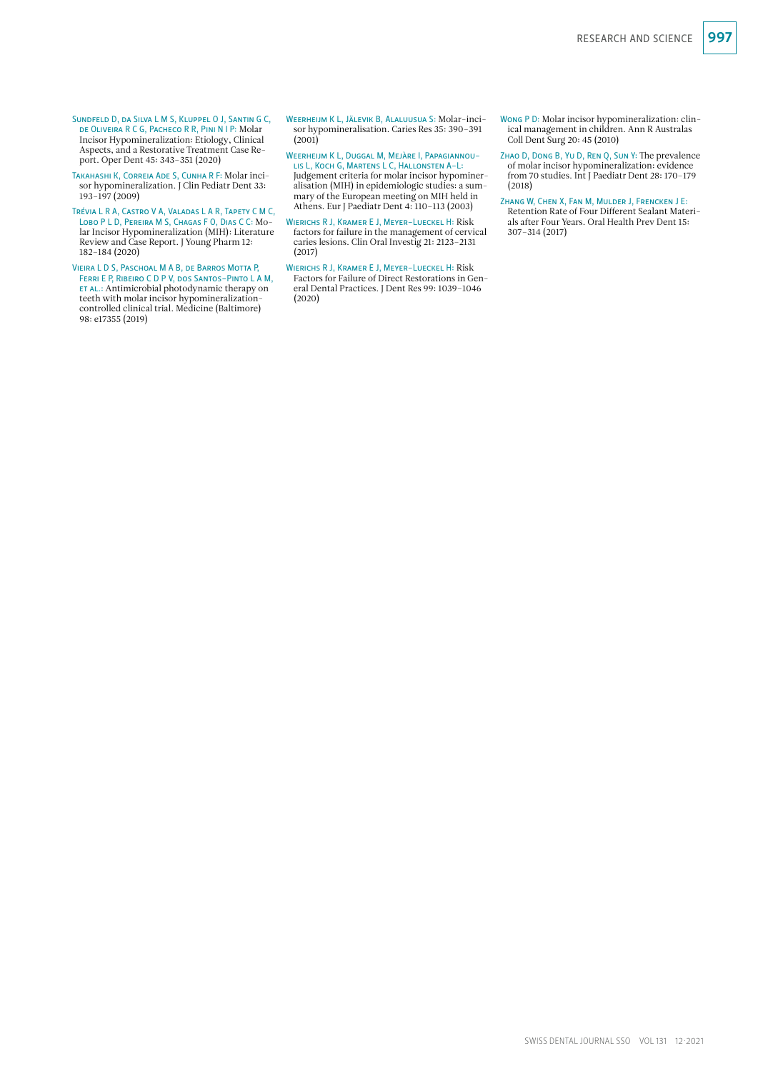Sundfeld D, da Silva L M S, Kluppel O J, Santin G C, de Oliveira R C G, Pacheco R R, Pini N I P: Molar Incisor Hypomineralization: Etiology, Clinical Aspects, and a Restorative Treatment Case Report. Oper Dent 45: 343–351 (2020)

Takahashi K, Correia Ade S, Cunha R F: Molar incisor hypomineralization. J Clin Pediatr Dent 33: 193–197 (2009)

Trévia L R A, Castro V A, Valadas L A R, Tapety C M C, Lobo P L D, Pereira M S, Chagas F O, Dias C C: Molar Incisor Hypomineralization (MIH): Literature Review and Case Report. J Young Pharm 12: 182–184 (2020)

Vieira L D S, Paschoal M A B, de Barros Motta P, Ferri E P, Ribeiro C D P V, dos Santos-Pinto L A M, et al.: Antimicrobial photodynamic therapy on teeth with molar incisor hypomineralization-controlled clinical trial. Medicine (Baltimore) 98: e17355 (2019)

Weerheijm K L, Jälevik B, Alaluusua S: Molar-incisor hypomineralisation. Caries Res 35: 390–391 (2001)

Weerheijm K L, Duggal M, Mejàre I, Papagiannoulis L, Koch G, Martens L C, Hallonsten A-L: Judgement criteria for molar incisor hypomineralisation (MIH) in epidemiologic studies: a summary of the European meeting on MIH held in Athens. Eur J Paediatr Dent 4: 110–113 (2003)

Wierichs R J, Kramer E J, Meyer-Lueckel H: Risk factors for failure in the management of cervical caries lesions. Clin Oral Investig 21: 2123–2131 (2017)

Wierichs R J, Kramer E J, Meyer-Lueckel H: Risk Factors for Failure of Direct Restorations in General Dental Practices. J Dent Res 99: 1039–1046 (2020)

Wong P D: Molar incisor hypomineralization: clinical management in children. Ann R Australas Coll Dent Surg 20: 45 (2010)

Zhao D, Dong B, Yu D, Ren Q, Sun Y: The prevalence of molar incisor hypomineralization: evidence from 70 studies. Int J Paediatr Dent 28: 170–179 (2018)

Zhang W, Chen X, Fan M, Mulder J, Frencken J E: Retention Rate of Four Different Sealant Materials after Four Years. Oral Health Prev Dent 15: 307–314 (2017)